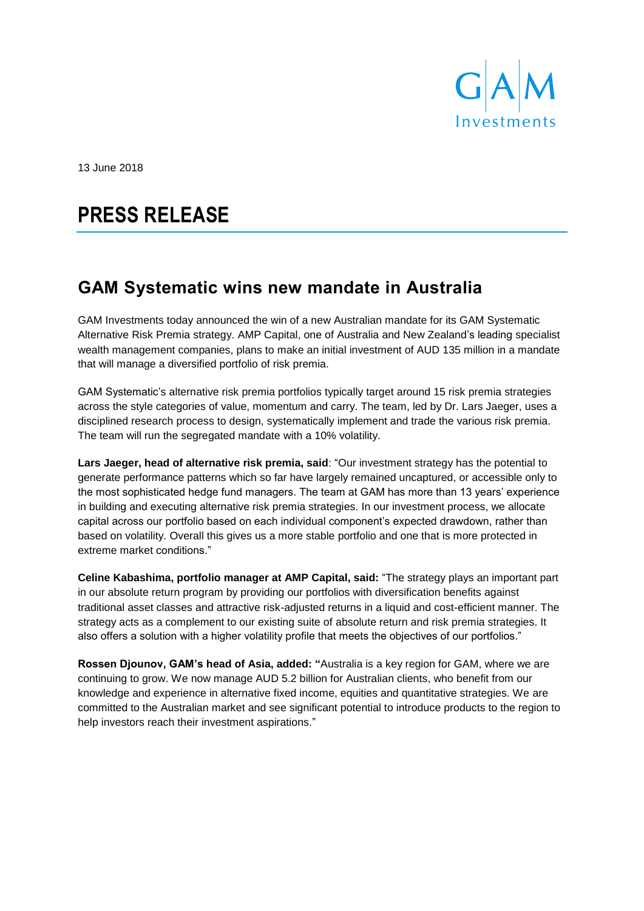13 June 2018

# PRESS RELEASE

## GAM Systematic wins new mandate in Australia

GAM Investments today announced the win of a new Australian mandate for its GAM Systematic Alternative Risk Premia strategy. AMP Capital, one of Australia and New Zealand's leading specialist wealth management companies, plans to make an initial investment of AUD 135 million in a mandate that will manage a diversified portfolio of risk premia.

GAM Systematic's alternative risk premia portfolios typically target around 15 risk premia strategies across the style categories of value, momentum and carry. The team, led by Dr. Lars Jaeger, uses a disciplined research process to design, systematically implement and trade the various risk premia. The team will run the segregated mandate with a 10% volatility.

**Lars Jaeger, head of alternative risk premia, said**: "Our investment strategy has the potential to generate performance patterns which so far have largely remained uncaptured, or accessible only to the most sophisticated hedge fund managers. The team at GAM has more than 13 years' experience in building and executing alternative risk premia strategies. In our investment process, we allocate capital across our portfolio based on each individual component's expected drawdown, rather than based on volatility. Overall this gives us a more stable portfolio and one that is more protected in extreme market conditions."

**Celine Kabashima, portfolio manager at AMP Capital, said:** "The strategy plays an important part in our absolute return program by providing our portfolios with diversification benefits against traditional asset classes and attractive risk-adjusted returns in a liquid and cost-efficient manner. The strategy acts as a complement to our existing suite of absolute return and risk premia strategies. It also offers a solution with a higher volatility profile that meets the objectives of our portfolios."

**Rossen Djounov, GAM's head of Asia, added: "**Australia is a key region for GAM, where we are continuing to grow. We now manage AUD 5.2 billion for Australian clients, who benefit from our knowledge and experience in alternative fixed income, equities and quantitative strategies. We are committed to the Australian market and see significant potential to introduce products to the region to help investors reach their investment aspirations."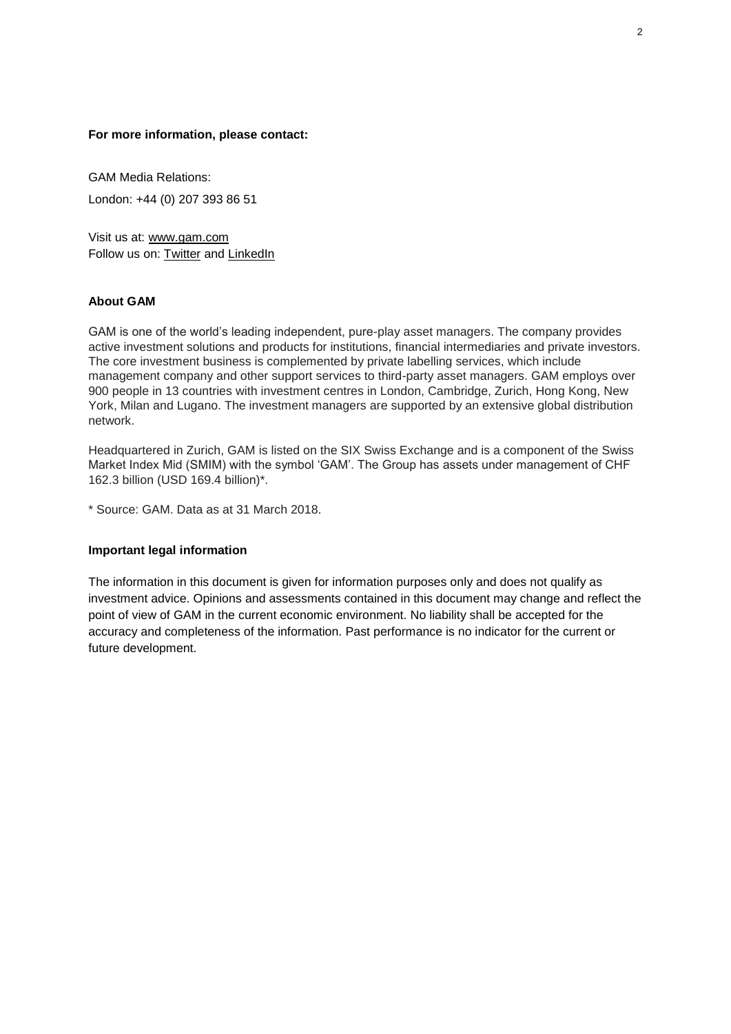**For more information, please contact:**

GAM Media Relations:

London: +44 (0) 207 393 86 51

Visit us at: www.gam.com
Follow us on: Twitter and LinkedIn

**About GAM**

GAM is one of the world's leading independent, pure-play asset managers. The company provides active investment solutions and products for institutions, financial intermediaries and private investors. The core investment business is complemented by private labelling services, which include management company and other support services to third-party asset managers. GAM employs over 900 people in 13 countries with investment centres in London, Cambridge, Zurich, Hong Kong, New York, Milan and Lugano. The investment managers are supported by an extensive global distribution network.

Headquartered in Zurich, GAM is listed on the SIX Swiss Exchange and is a component of the Swiss Market Index Mid (SMIM) with the symbol 'GAM'. The Group has assets under management of CHF 162.3 billion (USD 169.4 billion)*.

* Source: GAM. Data as at 31 March 2018.

**Important legal information**

The information in this document is given for information purposes only and does not qualify as investment advice. Opinions and assessments contained in this document may change and reflect the point of view of GAM in the current economic environment. No liability shall be accepted for the accuracy and completeness of the information. Past performance is no indicator for the current or future development.